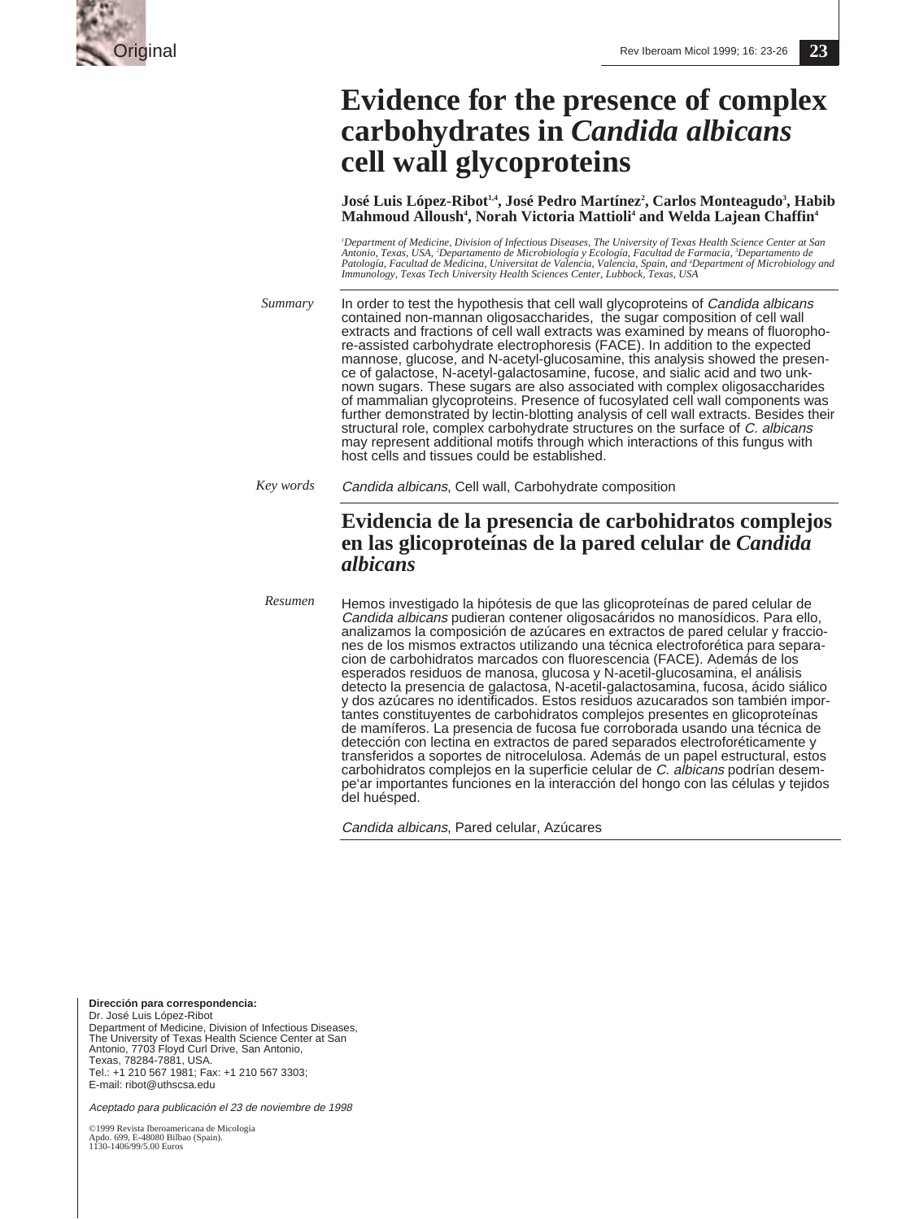Original

# Evidence for the presence of complex carbohydrates in *Candida albicans* cell wall glycoproteins

**José Luis López-Ribot[1,4], José Pedro Martínez[2], Carlos Monteagudo[3], Habib Mahmoud Alloush[4], Norah Victoria Mattioli[4] and Welda Lajean Chaffin[4]**

*[1]Department of Medicine, Division of Infectious Diseases, The University of Texas Health Science Center at San Antonio, Texas, USA, [2]Departamento de Microbiología y Ecología, Facultad de Farmacia, [3]Departamento de Patología, Facultad de Medicina, Universitat de Valencia, Valencia, Spain, and [4]Department of Microbiology and Immunology, Texas Tech University Health Sciences Center, Lubbock, Texas, USA*

*Summary*

In order to test the hypothesis that cell wall glycoproteins of *Candida albicans* contained non-mannan oligosaccharides, the sugar composition of cell wall extracts and fractions of cell wall extracts was examined by means of fluorophore-assisted carbohydrate electrophoresis (FACE). In addition to the expected mannose, glucose, and N-acetyl-glucosamine, this analysis showed the presence of galactose, N-acetyl-galactosamine, fucose, and sialic acid and two unknown sugars. These sugars are also associated with complex oligosaccharides of mammalian glycoproteins. Presence of fucosylated cell wall components was further demonstrated by lectin-blotting analysis of cell wall extracts. Besides their structural role, complex carbohydrate structures on the surface of *C. albicans* may represent additional motifs through which interactions of this fungus with host cells and tissues could be established.

*Key words* *Candida albicans*, Cell wall, Carbohydrate composition

## Evidencia de la presencia de carbohidratos complejos en las glicoproteínas de la pared celular de *Candida albicans*

*Resumen*

Hemos investigado la hipótesis de que las glicoproteínas de pared celular de *Candida albicans* pudieran contener oligosacáridos no manosídicos. Para ello, analizamos la composición de azúcares en extractos de pared celular y fracciones de los mismos extractos utilizando una técnica electroforética para separacion de carbohidratos marcados con fluorescencia (FACE). Además de los esperados residuos de manosa, glucosa y N-acetil-glucosamina, el análisis detecto la presencia de galactosa, N-acetil-galactosamina, fucosa, ácido siálico y dos azúcares no identificados. Estos residuos azucarados son también importantes constituyentes de carbohidratos complejos presentes en glicoproteínas de mamíferos. La presencia de fucosa fue corroborada usando una técnica de detección con lectina en extractos de pared separados electroforéticamente y transferidos a soportes de nitrocelulosa. Además de un papel estructural, estos carbohidratos complejos en la superficie celular de *C. albicans* podrían desempe'ar importantes funciones en la interacción del hongo con las células y tejidos del huésped.

*Candida albicans*, Pared celular, Azúcares

**Dirección para correspondencia:**
Dr. José Luis López-Ribot
Department of Medicine, Division of Infectious Diseases, The University of Texas Health Science Center at San Antonio, 7703 Floyd Curl Drive, San Antonio, Texas, 78284-7881, USA.
Tel.: +1 210 567 1981; Fax: +1 210 567 3303;
E-mail: ribot@uthscsa.edu

*Aceptado para publicación el 23 de noviembre de 1998*

©1999 Revista Iberoamericana de Micología
Apdo. 699, E-48080 Bilbao (Spain).
1130-1406/99/5.00 Euros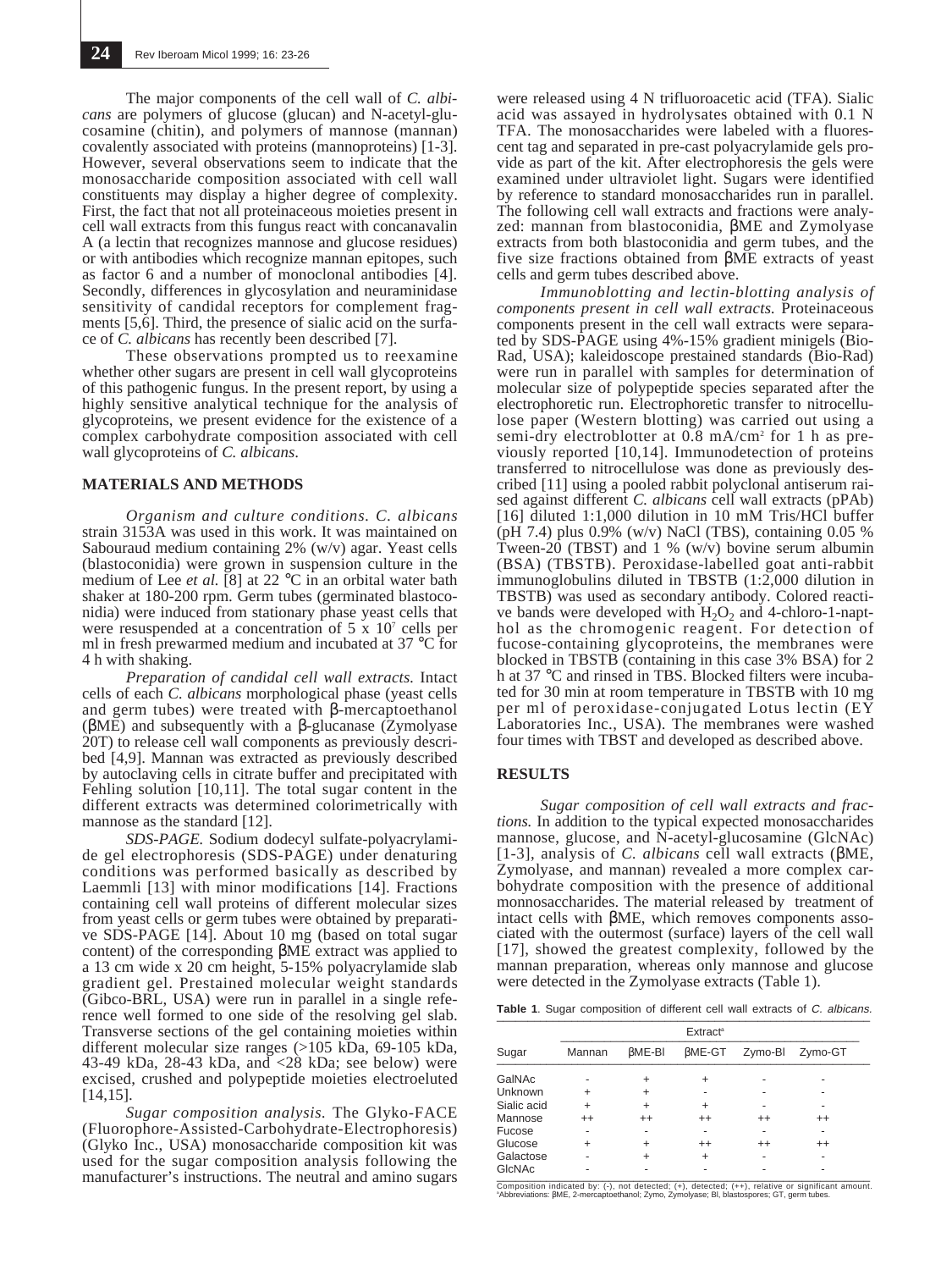The major components of the cell wall of *C. albicans* are polymers of glucose (glucan) and N-acetyl-glucosamine (chitin), and polymers of mannose (mannan) covalently associated with proteins (mannoproteins) [1-3]. However, several observations seem to indicate that the monosaccharide composition associated with cell wall constituents may display a higher degree of complexity. First, the fact that not all proteinaceous moieties present in cell wall extracts from this fungus react with concanavalin A (a lectin that recognizes mannose and glucose residues) or with antibodies which recognize mannan epitopes, such as factor 6 and a number of monoclonal antibodies [4]. Secondly, differences in glycosylation and neuraminidase sensitivity of candidal receptors for complement fragments [5,6]. Third, the presence of sialic acid on the surface of *C. albicans* has recently been described [7].

These observations prompted us to reexamine whether other sugars are present in cell wall glycoproteins of this pathogenic fungus. In the present report, by using a highly sensitive analytical technique for the analysis of glycoproteins, we present evidence for the existence of a complex carbohydrate composition associated with cell wall glycoproteins of *C. albicans*.

## MATERIALS AND METHODS

*Organism and culture conditions. C. albicans* strain 3153A was used in this work. It was maintained on Sabouraud medium containing 2% (w/v) agar. Yeast cells (blastoconidia) were grown in suspension culture in the medium of Lee *et al.* [8] at 22 °C in an orbital water bath shaker at 180-200 rpm. Germ tubes (germinated blastoconidia) were induced from stationary phase yeast cells that were resuspended at a concentration of 5 x $10^7$ cells per ml in fresh prewarmed medium and incubated at 37 °C for 4 h with shaking.

*Preparation of candidal cell wall extracts.* Intact cells of each *C. albicans* morphological phase (yeast cells and germ tubes) were treated with β-mercaptoethanol (βME) and subsequently with a β-glucanase (Zymolyase 20T) to release cell wall components as previously described [4,9]. Mannan was extracted as previously described by autoclaving cells in citrate buffer and precipitated with Fehling solution [10,11]. The total sugar content in the different extracts was determined colorimetrically with mannose as the standard [12].

*SDS-PAGE.* Sodium dodecyl sulfate-polyacrylamide gel electrophoresis (SDS-PAGE) under denaturing conditions was performed basically as described by Laemmli [13] with minor modifications [14]. Fractions containing cell wall proteins of different molecular sizes from yeast cells or germ tubes were obtained by preparative SDS-PAGE [14]. About 10 mg (based on total sugar content) of the corresponding βME extract was applied to a 13 cm wide x 20 cm height, 5-15% polyacrylamide slab gradient gel. Prestained molecular weight standards (Gibco-BRL, USA) were run in parallel in a single reference well formed to one side of the resolving gel slab. Transverse sections of the gel containing moieties within different molecular size ranges (>105 kDa, 69-105 kDa, 43-49 kDa, 28-43 kDa, and <28 kDa; see below) were excised, crushed and polypeptide moieties electroeluted [14,15].

*Sugar composition analysis.* The Glyko-FACE (Fluorophore-Assisted-Carbohydrate-Electrophoresis) (Glyko Inc., USA) monosaccharide composition kit was used for the sugar composition analysis following the manufacturer's instructions. The neutral and amino sugars were released using 4 N trifluoroacetic acid (TFA). Sialic acid was assayed in hydrolysates obtained with 0.1 N TFA. The monosaccharides were labeled with a fluorescent tag and separated in pre-cast polyacrylamide gels provide as part of the kit. After electrophoresis the gels were examined under ultraviolet light. Sugars were identified by reference to standard monosaccharides run in parallel. The following cell wall extracts and fractions were analyzed: mannan from blastoconidia, βME and Zymolyase extracts from both blastoconidia and germ tubes, and the five size fractions obtained from βME extracts of yeast cells and germ tubes described above.

*Immunoblotting and lectin-blotting analysis of components present in cell wall extracts.* Proteinaceous components present in the cell wall extracts were separated by SDS-PAGE using 4%-15% gradient minigels (Bio-Rad, USA); kaleidoscope prestained standards (Bio-Rad) were run in parallel with samples for determination of molecular size of polypeptide species separated after the electrophoretic run. Electrophoretic transfer to nitrocellulose paper (Western blotting) was carried out using a semi-dry electroblotter at 0.8 mA/$cm^2$ for 1 h as previously reported [10,14]. Immunodetection of proteins transferred to nitrocellulose was done as previously described [11] using a pooled rabbit polyclonal antiserum raised against different *C. albicans* cell wall extracts (pPAb) [16] diluted 1:1,000 dilution in 10 mM Tris/HCl buffer (pH 7.4) plus 0.9% (w/v) NaCl (TBS), containing 0.05 % Tween-20 (TBST) and 1 % (w/v) bovine serum albumin (BSA) (TBSTB). Peroxidase-labelled goat anti-rabbit immunoglobulins diluted in TBSTB (1:2,000 dilution in TBSTB) was used as secondary antibody. Colored reactive bands were developed with $H_2O_2$ and 4-chloro-1-napthol as the chromogenic reagent. For detection of fucose-containing glycoproteins, the membranes were blocked in TBSTB (containing in this case 3% BSA) for 2 h at 37 °C and rinsed in TBS. Blocked filters were incubated for 30 min at room temperature in TBSTB with 10 mg per ml of peroxidase-conjugated Lotus lectin (EY Laboratories Inc., USA). The membranes were washed four times with TBST and developed as described above.

## RESULTS

*Sugar composition of cell wall extracts and fractions.* In addition to the typical expected monosaccharides mannose, glucose, and N-acetyl-glucosamine (GlcNAc) [1-3], analysis of *C. albicans* cell wall extracts (βME, Zymolyase, and mannan) revealed a more complex carbohydrate composition with the presence of additional monnosaccharides. The material released by treatment of intact cells with βME, which removes components associated with the outermost (surface) layers of the cell wall [17], showed the greatest complexity, followed by the mannan preparation, whereas only mannose and glucose were detected in the Zymolyase extracts (Table 1).

**Table 1**. Sugar composition of different cell wall extracts of *C. albicans.*

| Sugar | Extract[a] | | | | |
|---|---|---|---|---|---|
| | Mannan | βME-Bl | βME-GT | Zymo-Bl | Zymo-GT |
| GalNAc | - | + | + | - | - |
| Unknown | + | + | - | - | - |
| Sialic acid | + | + | + | - | - |
| Mannose | ++ | ++ | ++ | ++ | ++ |
| Fucose | - | - | - | - | - |
| Glucose | + | + | ++ | ++ | ++ |
| Galactose | - | + | + | - | - |
| GlcNAc | - | - | - | - | - |

Composition indicated by: (-), not detected; (+), detected; (++), relative or significant amount.
[a]Abbreviations: βME, 2-mercaptoethanol; Zymo, Zymolyase; Bl, blastospores; GT, germ tubes.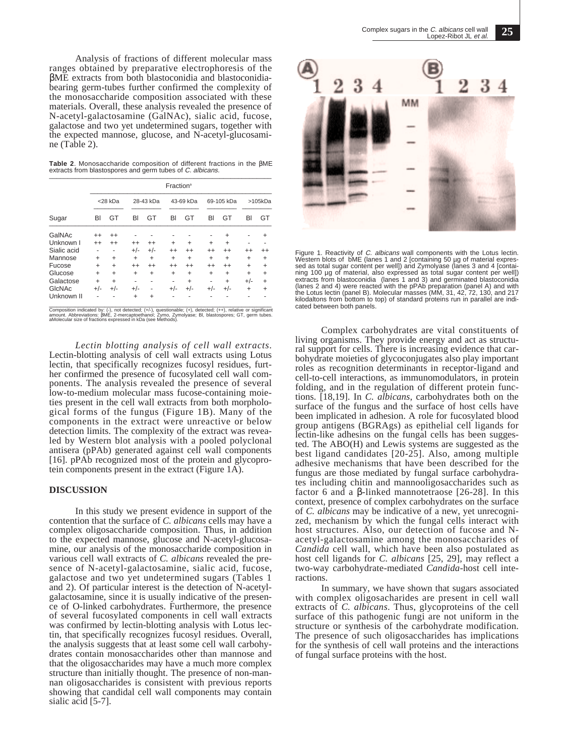Analysis of fractions of different molecular mass ranges obtained by preparative electrophoresis of the βME extracts from both blastoconidia and blastoconidia-bearing germ-tubes further confirmed the complexity of the monosaccharide composition associated with these materials. Overall, these analysis revealed the presence of N-acetyl-galactosamine (GalNAc), sialic acid, fucose, galactose and two yet undetermined sugars, together with the expected mannose, glucose, and N-acetyl-glucosamine (Table 2).

**Table 2**. Monosaccharide composition of different fractions in the βME extracts from blastospores and germ tubes of *C. albicans*.

| | Fraction[a] | | | | | | | | | |
|---|---|---|---|---|---|---|---|---|---|---|
| | <28 kDa | | 28-43 kDa | | 43-69 kDa | | 69-105 kDa | | >105kDa | |
| Sugar | Bl | GT | Bl | GT | Bl | GT | Bl | GT | Bl | GT |
| GalNAc | ++ | ++ | - | - | - | - | - | + | - | + |
| Unknown I | ++ | ++ | ++ | ++ | + | + | + | + | - | - |
| Sialic acid | - | - | +/- | +/- | ++ | ++ | ++ | ++ | ++ | ++ |
| Mannose | + | + | + | + | + | + | + | + | + | + |
| Fucose | + | + | ++ | ++ | ++ | ++ | ++ | ++ | + | + |
| Glucose | + | + | + | + | + | + | + | + | + | + |
| Galactose | + | + | - | - | - | + | - | + | +/- | + |
| GlcNAc | +/- | +/- | +/- | - | +/- | +/- | +/- | +/- | + | + |
| Unknown II | - | - | + | + | - | - | - | - | - | - |

Composition indicated by: (-), not detected; (+/-), questionable; (+), detected; (++), relative or significant amount. Abbreviations: βME, 2-mercaptoethanol; Zymo, Zymolyase; Bl, blastospores; GT, germ tubes. aMolecular size of fractions expressed in kDa (see Methods).

*Lectin blotting analysis of cell wall extracts.* Lectin-blotting analysis of cell wall extracts using Lotus lectin, that specifically recognizes fucosyl residues, further confirmed the presence of fucosylated cell wall components. The analysis revealed the presence of several low-to-medium molecular mass fucose-containing moieties present in the cell wall extracts from both morphological forms of the fungus (Figure 1B). Many of the components in the extract were unreactive or below detection limits. The complexity of the extract was revealed by Western blot analysis with a pooled polyclonal antisera (pPAb) generated against cell wall components [16]. pPAb recognized most of the protein and glycoprotein components present in the extract (Figure 1A).

## DISCUSSION

In this study we present evidence in support of the contention that the surface of *C. albicans* cells may have a complex oligosaccharide composition. Thus, in addition to the expected mannose, glucose and N-acetyl-glucosamine, our analysis of the monosaccharide composition in various cell wall extracts of *C. albicans* revealed the presence of N-acetyl-galactosamine, sialic acid, fucose, galactose and two yet undetermined sugars (Tables 1 and 2). Of particular interest is the detection of N-acetyl-galactosamine, since it is usually indicative of the presence of O-linked carbohydrates. Furthermore, the presence of several fucosylated components in cell wall extracts was confirmed by lectin-blotting analysis with Lotus lectin, that specifically recognizes fucosyl residues. Overall, the analysis suggests that at least some cell wall carbohydrates contain monosaccharides other than mannose and that the oligosaccharides may have a much more complex structure than initially thought. The presence of non-mannan oligosaccharides is consistent with previous reports showing that candidal cell wall components may contain sialic acid [5-7].

Figure 1. Reactivity of *C. albicans* wall components with the Lotus lectin. Western blots of bME (lanes 1 and 2 [containing 50 µg of material expressed as total sugar content per well]) and Zymolyase (lanes 3 and 4 [containing 100 µg of material, also expressed as total sugar content per well]) extracts from blastoconidia (lanes 1 and 3) and germinated blastoconidia (lanes 2 and 4) were reacted with the pPAb preparation (panel A) and with the Lotus lectin (panel B). Molecular masses (MM, 31, 42, 72, 130, and 217 kilodaltons from bottom to top) of standard proteins run in parallel are indicated between both panels.

Complex carbohydrates are vital constituents of living organisms. They provide energy and act as structural support for cells. There is increasing evidence that carbohydrate moieties of glycoconjugates also play important roles as recognition determinants in receptor-ligand and cell-to-cell interactions, as immunomodulators, in protein folding, and in the regulation of different protein functions. [18,19]. In *C. albicans*, carbohydrates both on the surface of the fungus and the surface of host cells have been implicated in adhesion. A role for fucosylated blood group antigens (BGRAgs) as epithelial cell ligands for lectin-like adhesins on the fungal cells has been suggested. The ABO(H) and Lewis systems are suggested as the best ligand candidates [20-25]. Also, among multiple adhesive mechanisms that have been described for the fungus are those mediated by fungal surface carbohydrates including chitin and mannooligosaccharides such as factor 6 and a β-linked mannotetraose [26-28]. In this context, presence of complex carbohydrates on the surface of *C. albicans* may be indicative of a new, yet unrecognized, mechanism by which the fungal cells interact with host structures. Also, our detection of fucose and N-acetyl-galactosamine among the monosaccharides of *Candida* cell wall, which have been also postulated as host cell ligands for *C. albicans* [25, 29], may reflect a two-way carbohydrate-mediated *Candida*-host cell interactions.

In summary, we have shown that sugars associated with complex oligosaccharides are present in cell wall extracts of *C. albicans*. Thus, glycoproteins of the cell surface of this pathogenic fungi are not uniform in the structure or synthesis of the carbohydrate modification. The presence of such oligosaccharides has implications for the synthesis of cell wall proteins and the interactions of fungal surface proteins with the host.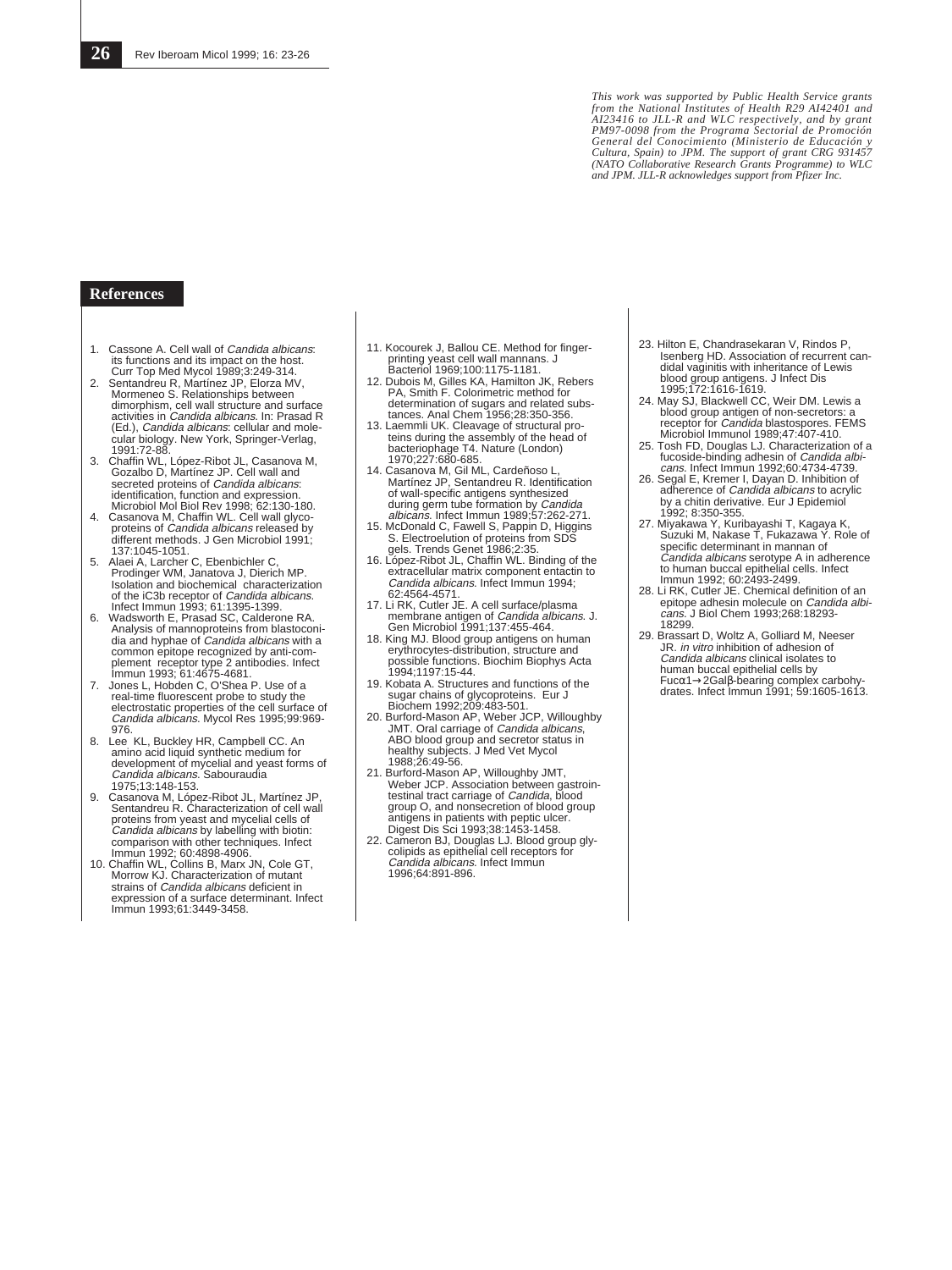*This work was supported by Public Health Service grants from the National Institutes of Health R29 AI42401 and AI23416 to JLL-R and WLC respectively, and by grant PM97-0098 from the Programa Sectorial de Promoción General del Conocimiento (Ministerio de Educación y Cultura, Spain) to JPM. The support of grant CRG 931457 (NATO Collaborative Research Grants Programme) to WLC and JPM. JLL-R acknowledges support from Pfizer Inc.*

## References

1. Cassone A. Cell wall of *Candida albicans*: its functions and its impact on the host. Curr Top Med Mycol 1989;3:249-314.
2. Sentandreu R, Martínez JP, Elorza MV, Mormeneo S. Relationships between dimorphism, cell wall structure and surface activities in *Candida albicans*. In: Prasad R (Ed.), *Candida albicans*: cellular and molecular biology. New York, Springer-Verlag, 1991:72-88.
3. Chaffin WL, López-Ribot JL, Casanova M, Gozalbo D, Martínez JP. Cell wall and secreted proteins of *Candida albicans*: identification, function and expression. Microbiol Mol Biol Rev 1998; 62:130-180.
4. Casanova M, Chaffin WL. Cell wall glycoproteins of *Candida albicans* released by different methods. J Gen Microbiol 1991; 137:1045-1051.
5. Alaei A, Larcher C, Ebenbichler C, Prodinger WM, Janatova J, Dierich MP. Isolation and biochemical characterization of the iC3b receptor of *Candida albicans*. Infect Immun 1993; 61:1395-1399.
6. Wadsworth E, Prasad SC, Calderone RA. Analysis of mannoproteins from blastoconidia and hyphae of *Candida albicans* with a common epitope recognized by anti-complement receptor type 2 antibodies. Infect Immun 1993; 61:4675-4681.
7. Jones L, Hobden C, O'Shea P. Use of a real-time fluorescent probe to study the electrostatic properties of the cell surface of *Candida albicans*. Mycol Res 1995;99:969-976.
8. Lee KL, Buckley HR, Campbell CC. An amino acid liquid synthetic medium for development of mycelial and yeast forms of *Candida albicans*. Sabouraudia 1975;13:148-153.
9. Casanova M, López-Ribot JL, Martínez JP, Sentandreu R. Characterization of cell wall proteins from yeast and mycelial cells of *Candida albicans* by labelling with biotin: comparison with other techniques. Infect Immun 1992; 60:4898-4906.
10. Chaffin WL, Collins B, Marx JN, Cole GT, Morrow KJ. Characterization of mutant strains of *Candida albicans* deficient in expression of a surface determinant. Infect Immun 1993;61:3449-3458.
11. Kocourek J, Ballou CE. Method for fingerprinting yeast cell wall mannans. J Bacteriol 1969;100:1175-1181.
12. Dubois M, Gilles KA, Hamilton JK, Rebers PA, Smith F. Colorimetric method for determination of sugars and related substances. Anal Chem 1956;28:350-356.
13. Laemmli UK. Cleavage of structural proteins during the assembly of the head of bacteriophage T4. Nature (London) 1970;227:680-685.
14. Casanova M, Gil ML, Cardeñoso L, Martínez JP, Sentandreu R. Identification of wall-specific antigens synthesized during germ tube formation by *Candida albicans*. Infect Immun 1989;57:262-271.
15. McDonald C, Fawell S, Pappin D, Higgins S. Electroelution of proteins from SDS gels. Trends Genet 1986;2:35.
16. López-Ribot JL, Chaffin WL. Binding of the extracellular matrix component entactin to *Candida albicans*. Infect Immun 1994; 62:4564-4571.
17. Li RK, Cutler JE. A cell surface/plasma membrane antigen of *Candida albicans*. J. Gen Microbiol 1991;137:455-464.
18. King MJ. Blood group antigens on human erythrocytes-distribution, structure and possible functions. Biochim Biophys Acta 1994;1197:15-44.
19. Kobata A. Structures and functions of the sugar chains of glycoproteins. Eur J Biochem 1992;209:483-501.
20. Burford-Mason AP, Weber JCP, Willoughby JMT. Oral carriage of *Candida albicans*, ABO blood group and secretor status in healthy subjects. J Med Vet Mycol 1988;26:49-56.
21. Burford-Mason AP, Willoughby JMT, Weber JCP. Association between gastrointestinal tract carriage of *Candida*, blood group O, and nonsecretion of blood group antigens in patients with peptic ulcer. Digest Dis Sci 1993;38:1453-1458.
22. Cameron BJ, Douglas LJ. Blood group glycolipids as epithelial cell receptors for *Candida albicans*. Infect Immun 1996;64:891-896.
23. Hilton E, Chandrasekaran V, Rindos P, Isenberg HD. Association of recurrent candidal vaginitis with inheritance of Lewis blood group antigens. J Infect Dis 1995;172:1616-1619.
24. May SJ, Blackwell CC, Weir DM. Lewis a blood group antigen of non-secretors: a receptor for *Candida* blastospores. FEMS Microbiol Immunol 1989;47:407-410.
25. Tosh FD, Douglas LJ. Characterization of a fucoside-binding adhesin of *Candida albicans*. Infect Immun 1992;60:4734-4739.
26. Segal E, Kremer I, Dayan D. Inhibition of adherence of *Candida albicans* to acrylic by a chitin derivative. Eur J Epidemiol 1992; 8:350-355.
27. Miyakawa Y, Kuribayashi T, Kagaya K, Suzuki M, Nakase T, Fukazawa Y. Role of specific determinant in mannan of *Candida albicans* serotype A in adherence to human buccal epithelial cells. Infect Immun 1992; 60:2493-2499.
28. Li RK, Cutler JE. Chemical definition of an epitope adhesin molecule on *Candida albicans*. J Biol Chem 1993;268:18293-18299.
29. Brassart D, Woltz A, Golliard M, Neeser JR. *in vitro* inhibition of adhesion of *Candida albicans* clinical isolates to human buccal epithelial cells by Fucα1→2Galβ-bearing complex carbohydrates. Infect Immun 1991; 59:1605-1613.